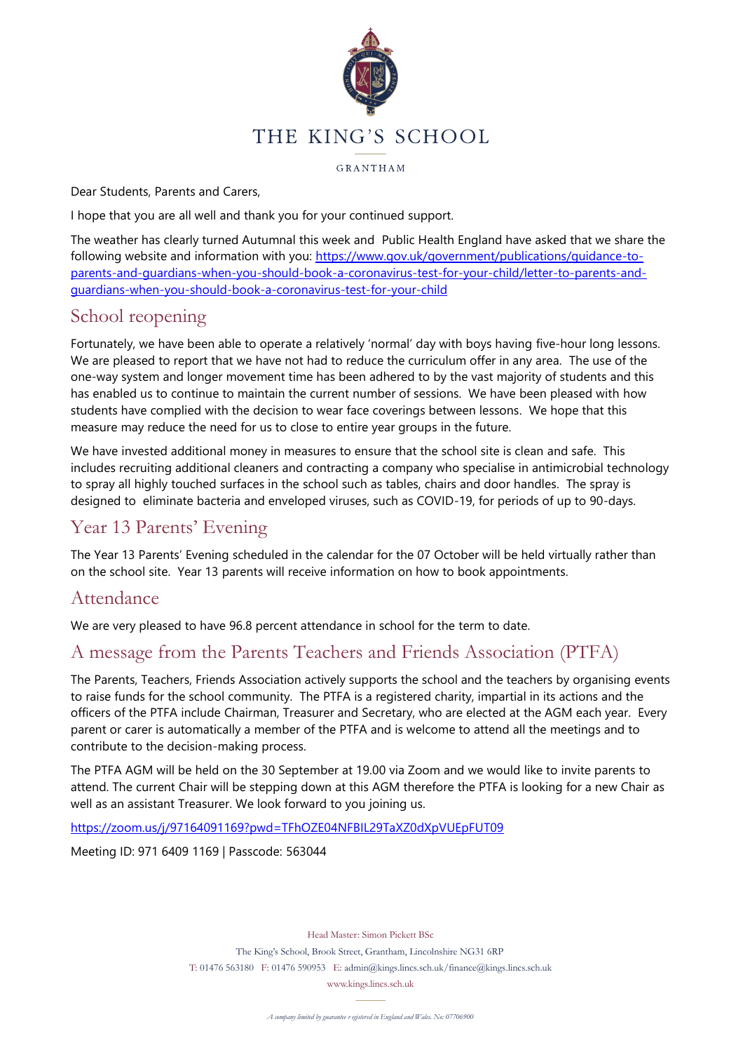# THE KING'S SCHOOL

GRANTHAM

Dear Students, Parents and Carers,

I hope that you are all well and thank you for your continued support.

The weather has clearly turned Autumnal this week and Public Health England have asked that we share the following website and information with you: https://www.gov.uk/government/publications/guidance-to-parents-and-guardians-when-you-should-book-a-coronavirus-test-for-your-child/letter-to-parents-and-guardians-when-you-should-book-a-coronavirus-test-for-your-child

## School reopening

Fortunately, we have been able to operate a relatively 'normal' day with boys having five-hour long lessons. We are pleased to report that we have not had to reduce the curriculum offer in any area. The use of the one-way system and longer movement time has been adhered to by the vast majority of students and this has enabled us to continue to maintain the current number of sessions. We have been pleased with how students have complied with the decision to wear face coverings between lessons. We hope that this measure may reduce the need for us to close to entire year groups in the future.

We have invested additional money in measures to ensure that the school site is clean and safe. This includes recruiting additional cleaners and contracting a company who specialise in antimicrobial technology to spray all highly touched surfaces in the school such as tables, chairs and door handles. The spray is designed to eliminate bacteria and enveloped viruses, such as COVID-19, for periods of up to 90-days.

## Year 13 Parents' Evening

The Year 13 Parents' Evening scheduled in the calendar for the 07 October will be held virtually rather than on the school site. Year 13 parents will receive information on how to book appointments.

## Attendance

We are very pleased to have 96.8 percent attendance in school for the term to date.

## A message from the Parents Teachers and Friends Association (PTFA)

The Parents, Teachers, Friends Association actively supports the school and the teachers by organising events to raise funds for the school community. The PTFA is a registered charity, impartial in its actions and the officers of the PTFA include Chairman, Treasurer and Secretary, who are elected at the AGM each year. Every parent or carer is automatically a member of the PTFA and is welcome to attend all the meetings and to contribute to the decision-making process.

The PTFA AGM will be held on the 30 September at 19.00 via Zoom and we would like to invite parents to attend. The current Chair will be stepping down at this AGM therefore the PTFA is looking for a new Chair as well as an assistant Treasurer. We look forward to you joining us.

https://zoom.us/j/97164091169?pwd=TFhOZE04NFBIL29TaXZ0dXpVUEpFUT09

Meeting ID: 971 6409 1169 | Passcode: 563044

Head Master: Simon Pickett BSc

The King's School, Brook Street, Grantham, Lincolnshire NG31 6RP

T: 01476 563180 F: 01476 590953 E: admin@kings.lincs.sch.uk/finance@kings.lincs.sch.uk

www.kings.lincs.sch.uk

*A company limited by guarantee registered in England and Wales. No: 07706900*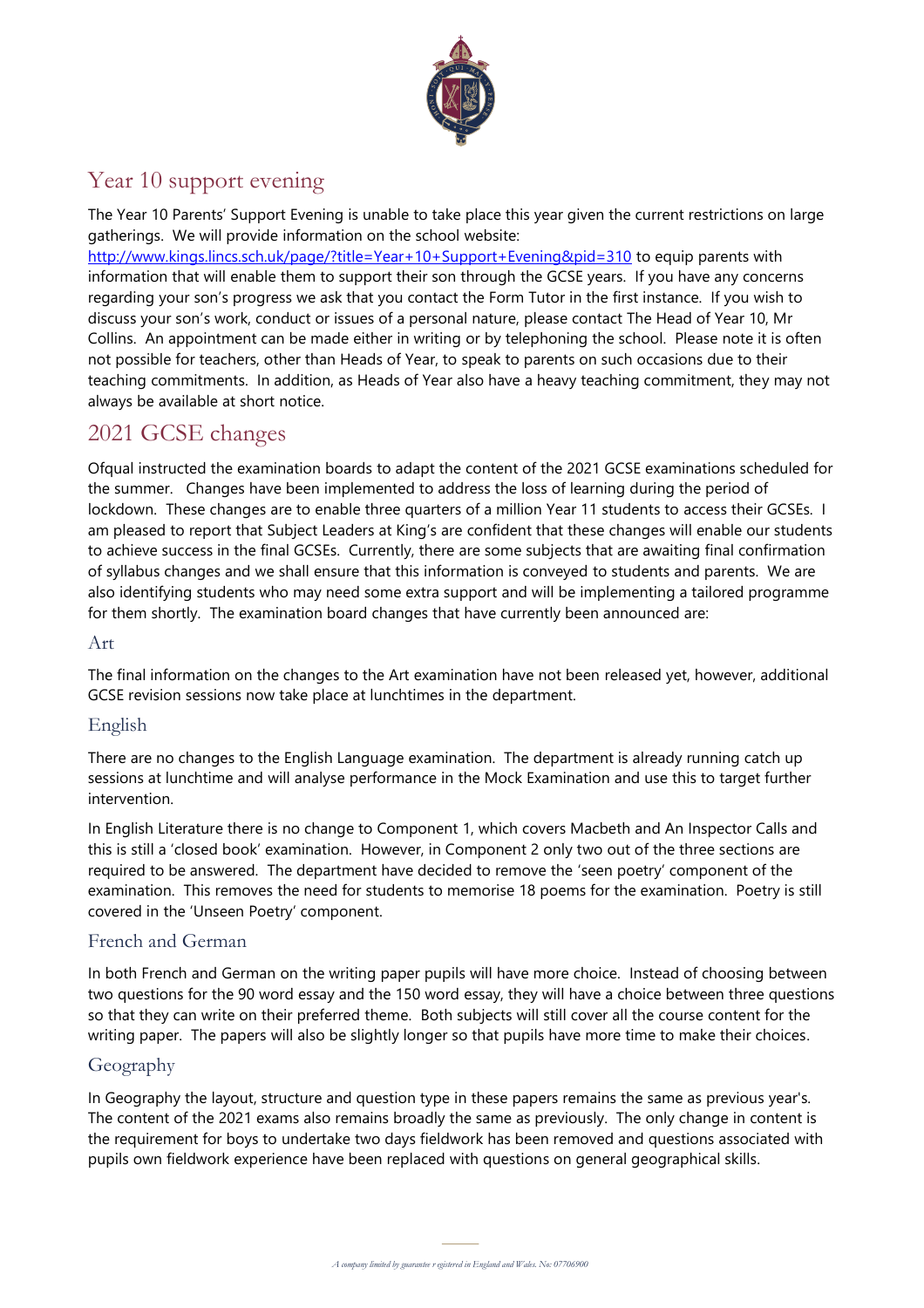## Year 10 support evening

The Year 10 Parents' Support Evening is unable to take place this year given the current restrictions on large gatherings. We will provide information on the school website: http://www.kings.lincs.sch.uk/page/?title=Year+10+Support+Evening&pid=310 to equip parents with information that will enable them to support their son through the GCSE years. If you have any concerns regarding your son's progress we ask that you contact the Form Tutor in the first instance. If you wish to discuss your son's work, conduct or issues of a personal nature, please contact The Head of Year 10, Mr Collins. An appointment can be made either in writing or by telephoning the school. Please note it is often not possible for teachers, other than Heads of Year, to speak to parents on such occasions due to their teaching commitments. In addition, as Heads of Year also have a heavy teaching commitment, they may not always be available at short notice.

## 2021 GCSE changes

Ofqual instructed the examination boards to adapt the content of the 2021 GCSE examinations scheduled for the summer. Changes have been implemented to address the loss of learning during the period of lockdown. These changes are to enable three quarters of a million Year 11 students to access their GCSEs. I am pleased to report that Subject Leaders at King's are confident that these changes will enable our students to achieve success in the final GCSEs. Currently, there are some subjects that are awaiting final confirmation of syllabus changes and we shall ensure that this information is conveyed to students and parents. We are also identifying students who may need some extra support and will be implementing a tailored programme for them shortly. The examination board changes that have currently been announced are:

### Art

The final information on the changes to the Art examination have not been released yet, however, additional GCSE revision sessions now take place at lunchtimes in the department.

### English

There are no changes to the English Language examination. The department is already running catch up sessions at lunchtime and will analyse performance in the Mock Examination and use this to target further intervention.

In English Literature there is no change to Component 1, which covers Macbeth and An Inspector Calls and this is still a 'closed book' examination. However, in Component 2 only two out of the three sections are required to be answered. The department have decided to remove the 'seen poetry' component of the examination. This removes the need for students to memorise 18 poems for the examination. Poetry is still covered in the 'Unseen Poetry' component.

### French and German

In both French and German on the writing paper pupils will have more choice. Instead of choosing between two questions for the 90 word essay and the 150 word essay, they will have a choice between three questions so that they can write on their preferred theme. Both subjects will still cover all the course content for the writing paper. The papers will also be slightly longer so that pupils have more time to make their choices.

### Geography

In Geography the layout, structure and question type in these papers remains the same as previous year's. The content of the 2021 exams also remains broadly the same as previously. The only change in content is the requirement for boys to undertake two days fieldwork has been removed and questions associated with pupils own fieldwork experience have been replaced with questions on general geographical skills.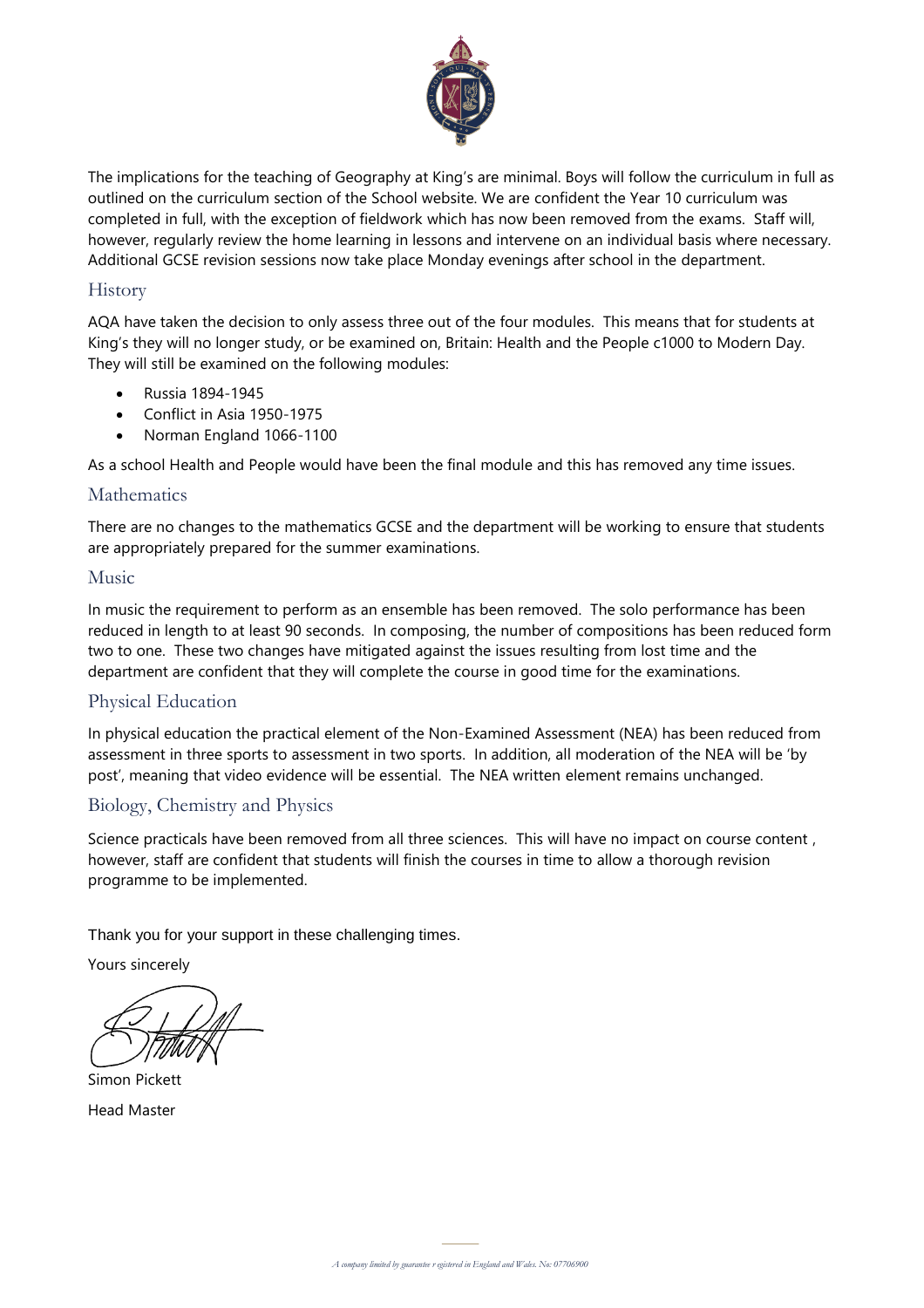The implications for the teaching of Geography at King's are minimal. Boys will follow the curriculum in full as outlined on the curriculum section of the School website. We are confident the Year 10 curriculum was completed in full, with the exception of fieldwork which has now been removed from the exams. Staff will, however, regularly review the home learning in lessons and intervene on an individual basis where necessary. Additional GCSE revision sessions now take place Monday evenings after school in the department.

## History

AQA have taken the decision to only assess three out of the four modules. This means that for students at King's they will no longer study, or be examined on, Britain: Health and the People c1000 to Modern Day. They will still be examined on the following modules:

- Russia 1894-1945
- Conflict in Asia 1950-1975
- Norman England 1066-1100

As a school Health and People would have been the final module and this has removed any time issues.

## Mathematics

There are no changes to the mathematics GCSE and the department will be working to ensure that students are appropriately prepared for the summer examinations.

## Music

In music the requirement to perform as an ensemble has been removed. The solo performance has been reduced in length to at least 90 seconds. In composing, the number of compositions has been reduced form two to one. These two changes have mitigated against the issues resulting from lost time and the department are confident that they will complete the course in good time for the examinations.

## Physical Education

In physical education the practical element of the Non-Examined Assessment (NEA) has been reduced from assessment in three sports to assessment in two sports. In addition, all moderation of the NEA will be 'by post', meaning that video evidence will be essential. The NEA written element remains unchanged.

## Biology, Chemistry and Physics

Science practicals have been removed from all three sciences. This will have no impact on course content , however, staff are confident that students will finish the courses in time to allow a thorough revision programme to be implemented.

Thank you for your support in these challenging times.

Yours sincerely

Simon Pickett

Head Master

*A company limited by guarantee registered in England and Wales. No: 07706900*